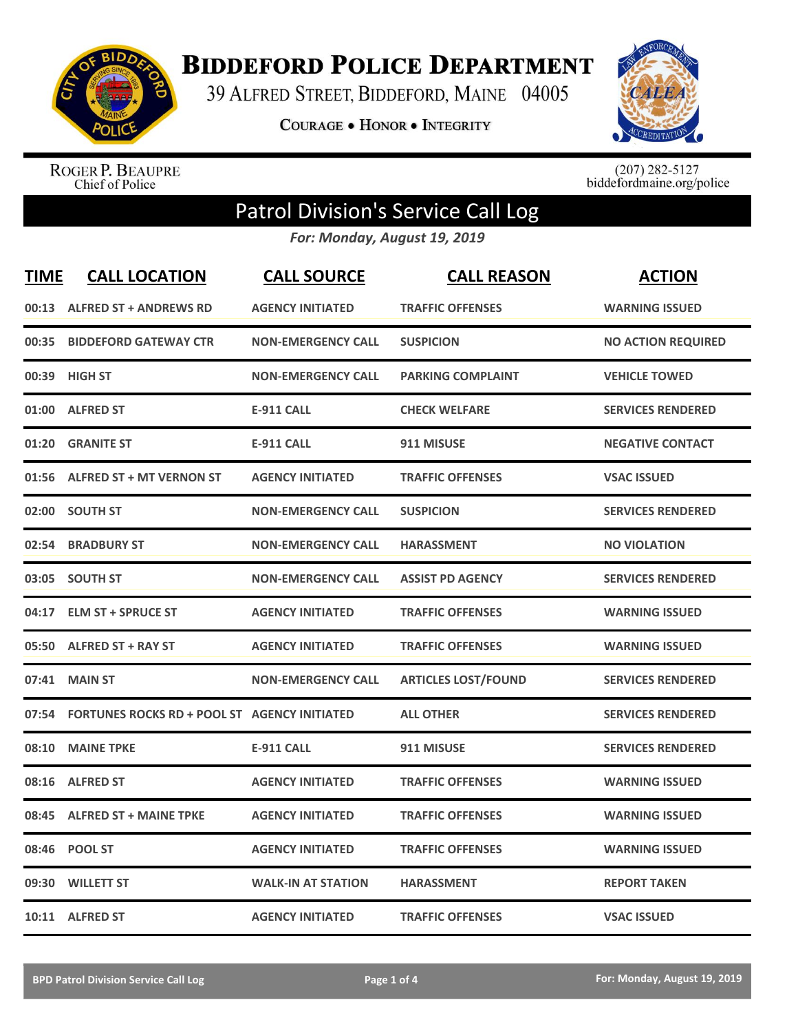# Biddeford Police Department

39 Alfred Street, Biddeford, Maine 04005

Courage • Honor • Integrity

Roger P. Beaupre
Chief of Police

(207) 282-5127
biddefordmaine.org/police

## Patrol Division's Service Call Log

*For: Monday, August 19, 2019*

| TIME | CALL LOCATION | CALL SOURCE | CALL REASON | ACTION |
|---|---|---|---|---|
| 00:13 | ALFRED ST + ANDREWS RD | AGENCY INITIATED | TRAFFIC OFFENSES | WARNING ISSUED |
| 00:35 | BIDDEFORD GATEWAY CTR | NON-EMERGENCY CALL | SUSPICION | NO ACTION REQUIRED |
| 00:39 | HIGH ST | NON-EMERGENCY CALL | PARKING COMPLAINT | VEHICLE TOWED |
| 01:00 | ALFRED ST | E-911 CALL | CHECK WELFARE | SERVICES RENDERED |
| 01:20 | GRANITE ST | E-911 CALL | 911 MISUSE | NEGATIVE CONTACT |
| 01:56 | ALFRED ST + MT VERNON ST | AGENCY INITIATED | TRAFFIC OFFENSES | VSAC ISSUED |
| 02:00 | SOUTH ST | NON-EMERGENCY CALL | SUSPICION | SERVICES RENDERED |
| 02:54 | BRADBURY ST | NON-EMERGENCY CALL | HARASSMENT | NO VIOLATION |
| 03:05 | SOUTH ST | NON-EMERGENCY CALL | ASSIST PD AGENCY | SERVICES RENDERED |
| 04:17 | ELM ST + SPRUCE ST | AGENCY INITIATED | TRAFFIC OFFENSES | WARNING ISSUED |
| 05:50 | ALFRED ST + RAY ST | AGENCY INITIATED | TRAFFIC OFFENSES | WARNING ISSUED |
| 07:41 | MAIN ST | NON-EMERGENCY CALL | ARTICLES LOST/FOUND | SERVICES RENDERED |
| 07:54 | FORTUNES ROCKS RD + POOL ST | AGENCY INITIATED | ALL OTHER | SERVICES RENDERED |
| 08:10 | MAINE TPKE | E-911 CALL | 911 MISUSE | SERVICES RENDERED |
| 08:16 | ALFRED ST | AGENCY INITIATED | TRAFFIC OFFENSES | WARNING ISSUED |
| 08:45 | ALFRED ST + MAINE TPKE | AGENCY INITIATED | TRAFFIC OFFENSES | WARNING ISSUED |
| 08:46 | POOL ST | AGENCY INITIATED | TRAFFIC OFFENSES | WARNING ISSUED |
| 09:30 | WILLETT ST | WALK-IN AT STATION | HARASSMENT | REPORT TAKEN |
| 10:11 | ALFRED ST | AGENCY INITIATED | TRAFFIC OFFENSES | VSAC ISSUED |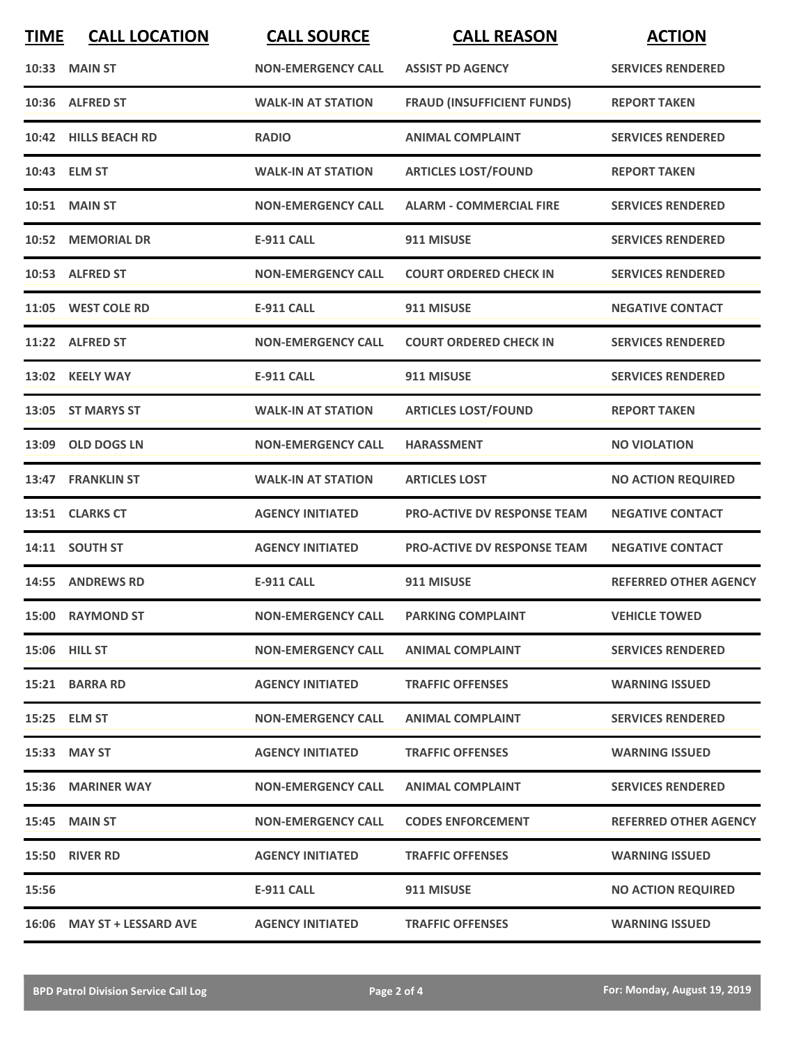| TIME | CALL LOCATION | CALL SOURCE | CALL REASON | ACTION |
|---|---|---|---|---|
| 10:33 | MAIN ST | NON-EMERGENCY CALL | ASSIST PD AGENCY | SERVICES RENDERED |
| 10:36 | ALFRED ST | WALK-IN AT STATION | FRAUD (INSUFFICIENT FUNDS) | REPORT TAKEN |
| 10:42 | HILLS BEACH RD | RADIO | ANIMAL COMPLAINT | SERVICES RENDERED |
| 10:43 | ELM ST | WALK-IN AT STATION | ARTICLES LOST/FOUND | REPORT TAKEN |
| 10:51 | MAIN ST | NON-EMERGENCY CALL | ALARM - COMMERCIAL FIRE | SERVICES RENDERED |
| 10:52 | MEMORIAL DR | E-911 CALL | 911 MISUSE | SERVICES RENDERED |
| 10:53 | ALFRED ST | NON-EMERGENCY CALL | COURT ORDERED CHECK IN | SERVICES RENDERED |
| 11:05 | WEST COLE RD | E-911 CALL | 911 MISUSE | NEGATIVE CONTACT |
| 11:22 | ALFRED ST | NON-EMERGENCY CALL | COURT ORDERED CHECK IN | SERVICES RENDERED |
| 13:02 | KEELY WAY | E-911 CALL | 911 MISUSE | SERVICES RENDERED |
| 13:05 | ST MARYS ST | WALK-IN AT STATION | ARTICLES LOST/FOUND | REPORT TAKEN |
| 13:09 | OLD DOGS LN | NON-EMERGENCY CALL | HARASSMENT | NO VIOLATION |
| 13:47 | FRANKLIN ST | WALK-IN AT STATION | ARTICLES LOST | NO ACTION REQUIRED |
| 13:51 | CLARKS CT | AGENCY INITIATED | PRO-ACTIVE DV RESPONSE TEAM | NEGATIVE CONTACT |
| 14:11 | SOUTH ST | AGENCY INITIATED | PRO-ACTIVE DV RESPONSE TEAM | NEGATIVE CONTACT |
| 14:55 | ANDREWS RD | E-911 CALL | 911 MISUSE | REFERRED OTHER AGENCY |
| 15:00 | RAYMOND ST | NON-EMERGENCY CALL | PARKING COMPLAINT | VEHICLE TOWED |
| 15:06 | HILL ST | NON-EMERGENCY CALL | ANIMAL COMPLAINT | SERVICES RENDERED |
| 15:21 | BARRA RD | AGENCY INITIATED | TRAFFIC OFFENSES | WARNING ISSUED |
| 15:25 | ELM ST | NON-EMERGENCY CALL | ANIMAL COMPLAINT | SERVICES RENDERED |
| 15:33 | MAY ST | AGENCY INITIATED | TRAFFIC OFFENSES | WARNING ISSUED |
| 15:36 | MARINER WAY | NON-EMERGENCY CALL | ANIMAL COMPLAINT | SERVICES RENDERED |
| 15:45 | MAIN ST | NON-EMERGENCY CALL | CODES ENFORCEMENT | REFERRED OTHER AGENCY |
| 15:50 | RIVER RD | AGENCY INITIATED | TRAFFIC OFFENSES | WARNING ISSUED |
| 15:56 | | E-911 CALL | 911 MISUSE | NO ACTION REQUIRED |
| 16:06 | MAY ST + LESSARD AVE | AGENCY INITIATED | TRAFFIC OFFENSES | WARNING ISSUED |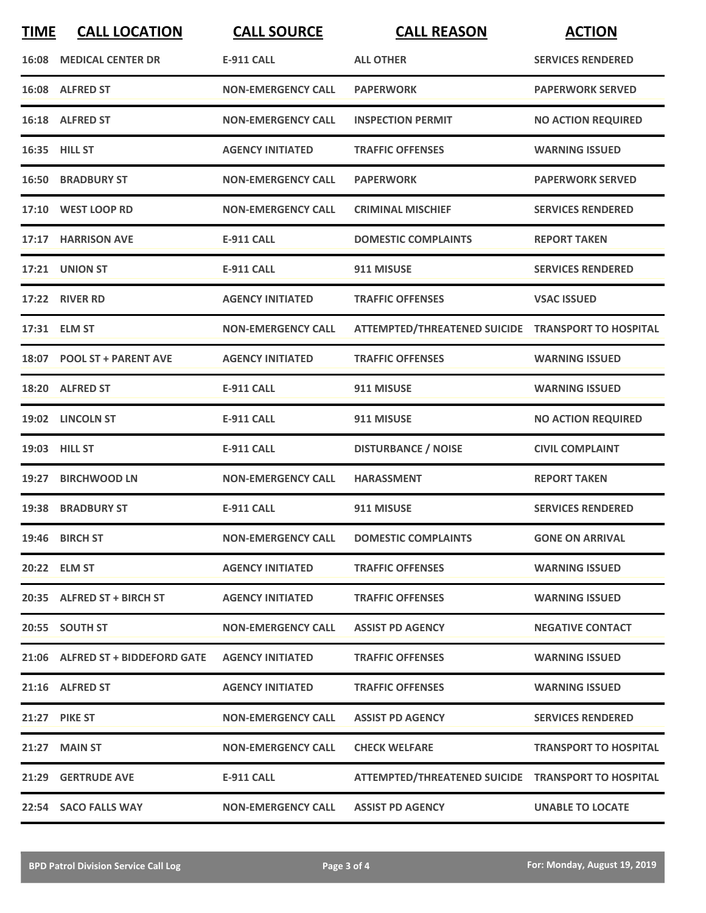| TIME | CALL LOCATION | CALL SOURCE | CALL REASON | ACTION |
|---|---|---|---|---|
| 16:08 | MEDICAL CENTER DR | E-911 CALL | ALL OTHER | SERVICES RENDERED |
| 16:08 | ALFRED ST | NON-EMERGENCY CALL | PAPERWORK | PAPERWORK SERVED |
| 16:18 | ALFRED ST | NON-EMERGENCY CALL | INSPECTION PERMIT | NO ACTION REQUIRED |
| 16:35 | HILL ST | AGENCY INITIATED | TRAFFIC OFFENSES | WARNING ISSUED |
| 16:50 | BRADBURY ST | NON-EMERGENCY CALL | PAPERWORK | PAPERWORK SERVED |
| 17:10 | WEST LOOP RD | NON-EMERGENCY CALL | CRIMINAL MISCHIEF | SERVICES RENDERED |
| 17:17 | HARRISON AVE | E-911 CALL | DOMESTIC COMPLAINTS | REPORT TAKEN |
| 17:21 | UNION ST | E-911 CALL | 911 MISUSE | SERVICES RENDERED |
| 17:22 | RIVER RD | AGENCY INITIATED | TRAFFIC OFFENSES | VSAC ISSUED |
| 17:31 | ELM ST | NON-EMERGENCY CALL | ATTEMPTED/THREATENED SUICIDE | TRANSPORT TO HOSPITAL |
| 18:07 | POOL ST + PARENT AVE | AGENCY INITIATED | TRAFFIC OFFENSES | WARNING ISSUED |
| 18:20 | ALFRED ST | E-911 CALL | 911 MISUSE | WARNING ISSUED |
| 19:02 | LINCOLN ST | E-911 CALL | 911 MISUSE | NO ACTION REQUIRED |
| 19:03 | HILL ST | E-911 CALL | DISTURBANCE / NOISE | CIVIL COMPLAINT |
| 19:27 | BIRCHWOOD LN | NON-EMERGENCY CALL | HARASSMENT | REPORT TAKEN |
| 19:38 | BRADBURY ST | E-911 CALL | 911 MISUSE | SERVICES RENDERED |
| 19:46 | BIRCH ST | NON-EMERGENCY CALL | DOMESTIC COMPLAINTS | GONE ON ARRIVAL |
| 20:22 | ELM ST | AGENCY INITIATED | TRAFFIC OFFENSES | WARNING ISSUED |
| 20:35 | ALFRED ST + BIRCH ST | AGENCY INITIATED | TRAFFIC OFFENSES | WARNING ISSUED |
| 20:55 | SOUTH ST | NON-EMERGENCY CALL | ASSIST PD AGENCY | NEGATIVE CONTACT |
| 21:06 | ALFRED ST + BIDDEFORD GATE | AGENCY INITIATED | TRAFFIC OFFENSES | WARNING ISSUED |
| 21:16 | ALFRED ST | AGENCY INITIATED | TRAFFIC OFFENSES | WARNING ISSUED |
| 21:27 | PIKE ST | NON-EMERGENCY CALL | ASSIST PD AGENCY | SERVICES RENDERED |
| 21:27 | MAIN ST | NON-EMERGENCY CALL | CHECK WELFARE | TRANSPORT TO HOSPITAL |
| 21:29 | GERTRUDE AVE | E-911 CALL | ATTEMPTED/THREATENED SUICIDE | TRANSPORT TO HOSPITAL |
| 22:54 | SACO FALLS WAY | NON-EMERGENCY CALL | ASSIST PD AGENCY | UNABLE TO LOCATE |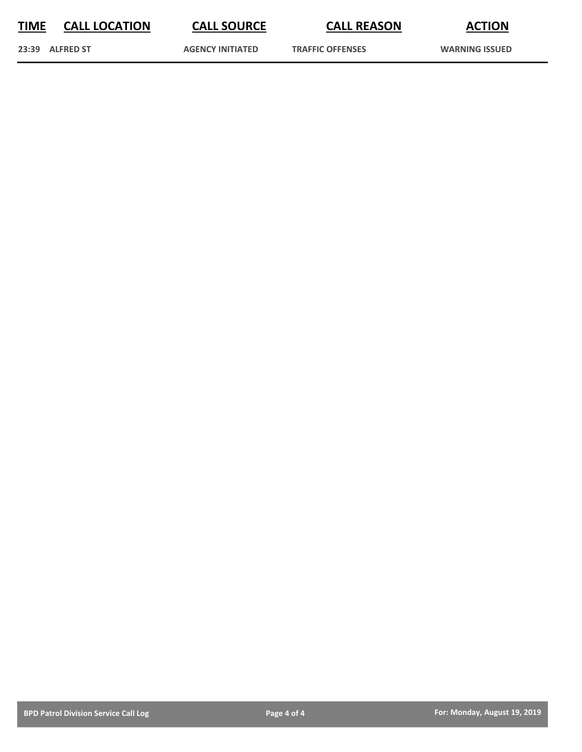| TIME | CALL LOCATION | CALL SOURCE | CALL REASON | ACTION |
| --- | --- | --- | --- | --- |
| 23:39 | ALFRED ST | AGENCY INITIATED | TRAFFIC OFFENSES | WARNING ISSUED |